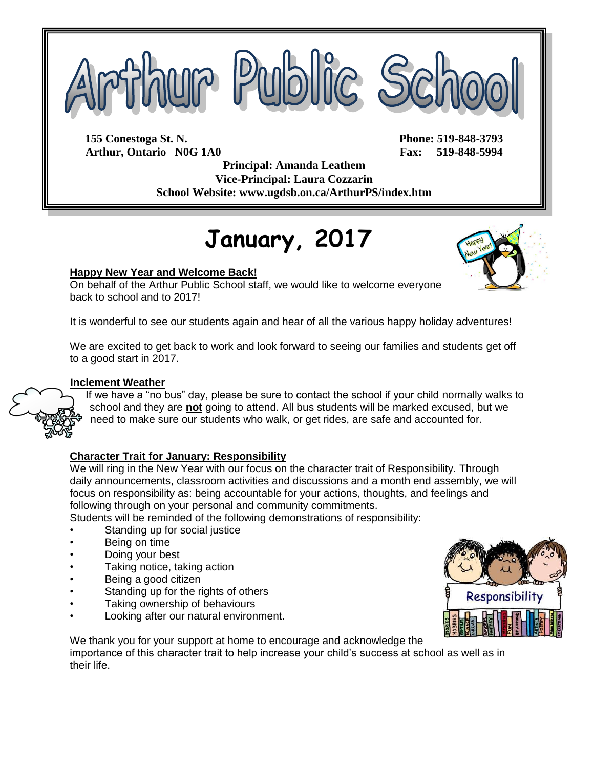# Arthur Public School

**155 Conestoga St. N.**
**Arthur, Ontario N0G 1A0**

**Phone: 519-848-3793**
**Fax: 519-848-5994**

**Principal: Amanda Leathem**
**Vice-Principal: Laura Cozzarin**
**School Website: www.ugdsb.on.ca/ArthurPS/index.htm**

# January, 2017

### Happy New Year and Welcome Back!

On behalf of the Arthur Public School staff, we would like to welcome everyone back to school and to 2017!

It is wonderful to see our students again and hear of all the various happy holiday adventures!

We are excited to get back to work and look forward to seeing our families and students get off to a good start in 2017.

### Inclement Weather

If we have a "no bus" day, please be sure to contact the school if your child normally walks to school and they are **not** going to attend. All bus students will be marked excused, but we need to make sure our students who walk, or get rides, are safe and accounted for.

### Character Trait for January: Responsibility

We will ring in the New Year with our focus on the character trait of Responsibility. Through daily announcements, classroom activities and discussions and a month end assembly, we will focus on responsibility as: being accountable for your actions, thoughts, and feelings and following through on your personal and community commitments.

Students will be reminded of the following demonstrations of responsibility:

- Standing up for social justice
- Being on time
- Doing your best
- Taking notice, taking action
- Being a good citizen
- Standing up for the rights of others
- Taking ownership of behaviours
- Looking after our natural environment.

We thank you for your support at home to encourage and acknowledge the importance of this character trait to help increase your child's success at school as well as in their life.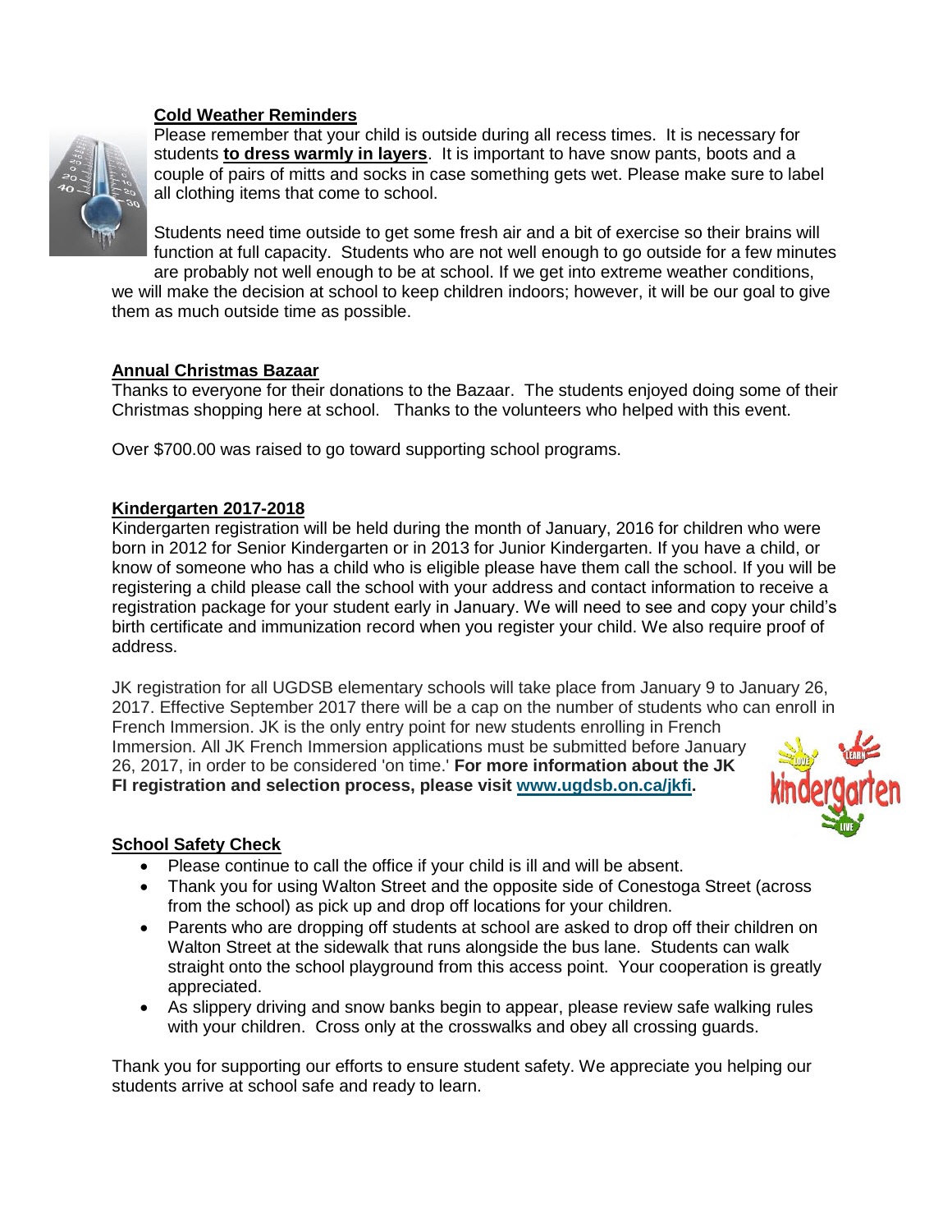## Cold Weather Reminders

Please remember that your child is outside during all recess times. It is necessary for students **to dress warmly in layers**. It is important to have snow pants, boots and a couple of pairs of mitts and socks in case something gets wet. Please make sure to label all clothing items that come to school.

Students need time outside to get some fresh air and a bit of exercise so their brains will function at full capacity. Students who are not well enough to go outside for a few minutes are probably not well enough to be at school. If we get into extreme weather conditions, we will make the decision at school to keep children indoors; however, it will be our goal to give them as much outside time as possible.

## Annual Christmas Bazaar

Thanks to everyone for their donations to the Bazaar. The students enjoyed doing some of their Christmas shopping here at school. Thanks to the volunteers who helped with this event.

Over $700.00 was raised to go toward supporting school programs.

## Kindergarten 2017-2018

Kindergarten registration will be held during the month of January, 2016 for children who were born in 2012 for Senior Kindergarten or in 2013 for Junior Kindergarten. If you have a child, or know of someone who has a child who is eligible please have them call the school. If you will be registering a child please call the school with your address and contact information to receive a registration package for your student early in January. We will need to see and copy your child's birth certificate and immunization record when you register your child. We also require proof of address.

JK registration for all UGDSB elementary schools will take place from January 9 to January 26, 2017. Effective September 2017 there will be a cap on the number of students who can enroll in French Immersion. JK is the only entry point for new students enrolling in French Immersion. All JK French Immersion applications must be submitted before January 26, 2017, in order to be considered 'on time.' **For more information about the JK FI registration and selection process, please visit [www.ugdsb.on.ca/jkfi](www.ugdsb.on.ca/jkfi).**

## School Safety Check

- Please continue to call the office if your child is ill and will be absent.
- Thank you for using Walton Street and the opposite side of Conestoga Street (across from the school) as pick up and drop off locations for your children.
- Parents who are dropping off students at school are asked to drop off their children on Walton Street at the sidewalk that runs alongside the bus lane. Students can walk straight onto the school playground from this access point. Your cooperation is greatly appreciated.
- As slippery driving and snow banks begin to appear, please review safe walking rules with your children. Cross only at the crosswalks and obey all crossing guards.

Thank you for supporting our efforts to ensure student safety. We appreciate you helping our students arrive at school safe and ready to learn.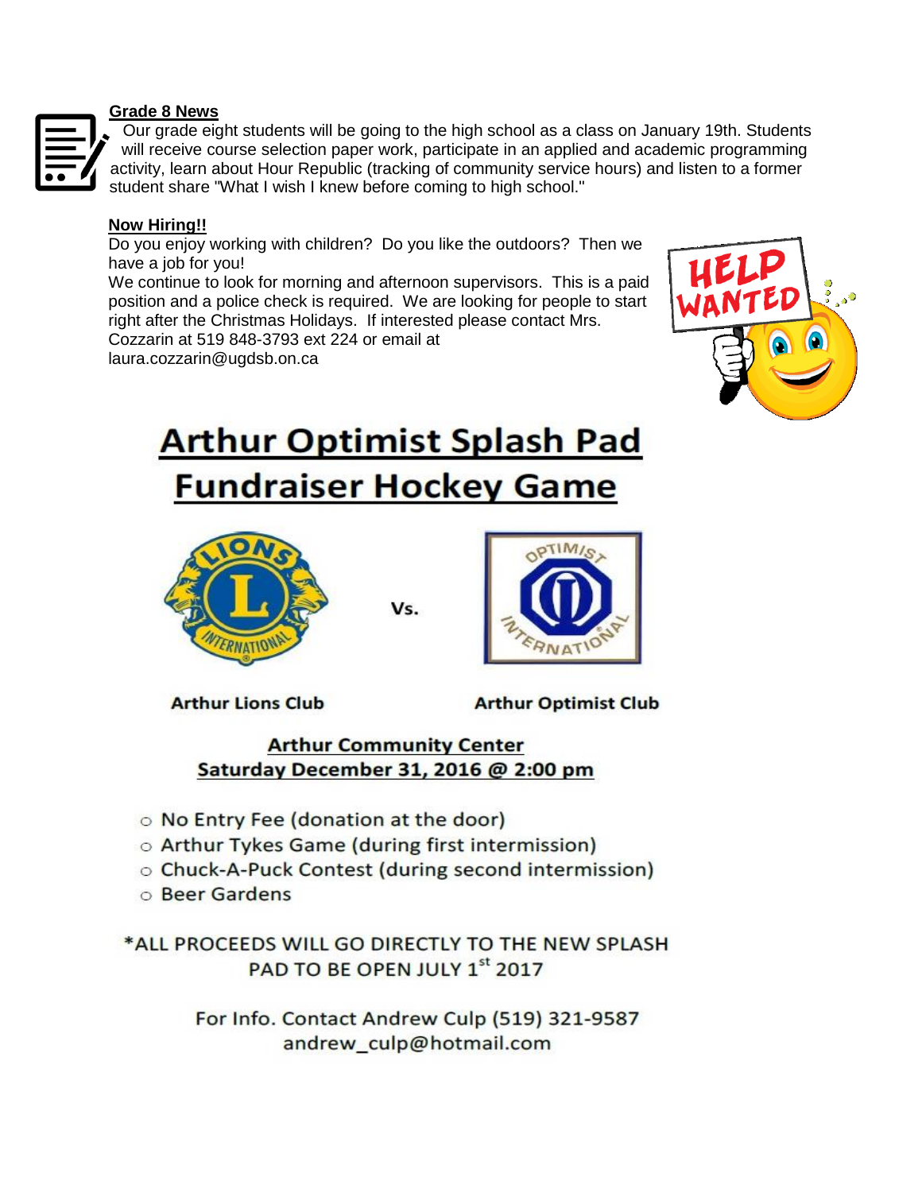## Grade 8 News

Our grade eight students will be going to the high school as a class on January 19th. Students will receive course selection paper work, participate in an applied and academic programming activity, learn about Hour Republic (tracking of community service hours) and listen to a former student share "What I wish I knew before coming to high school."

## Now Hiring!!

Do you enjoy working with children? Do you like the outdoors? Then we have a job for you!

We continue to look for morning and afternoon supervisors. This is a paid position and a police check is required. We are looking for people to start right after the Christmas Holidays. If interested please contact Mrs. Cozzarin at 519 848-3793 ext 224 or email at laura.cozzarin@ugdsb.on.ca

# Arthur Optimist Splash Pad Fundraiser Hockey Game

**Arthur Lions Club** Vs. **Arthur Optimist Club**

**Arthur Community Center**
**Saturday December 31, 2016 @ 2:00 pm**

- No Entry Fee (donation at the door)
- Arthur Tykes Game (during first intermission)
- Chuck-A-Puck Contest (during second intermission)
- Beer Gardens

*ALL PROCEEDS WILL GO DIRECTLY TO THE NEW SPLASH PAD TO BE OPEN JULY 1st 2017

For Info. Contact Andrew Culp (519) 321-9587
andrew_culp@hotmail.com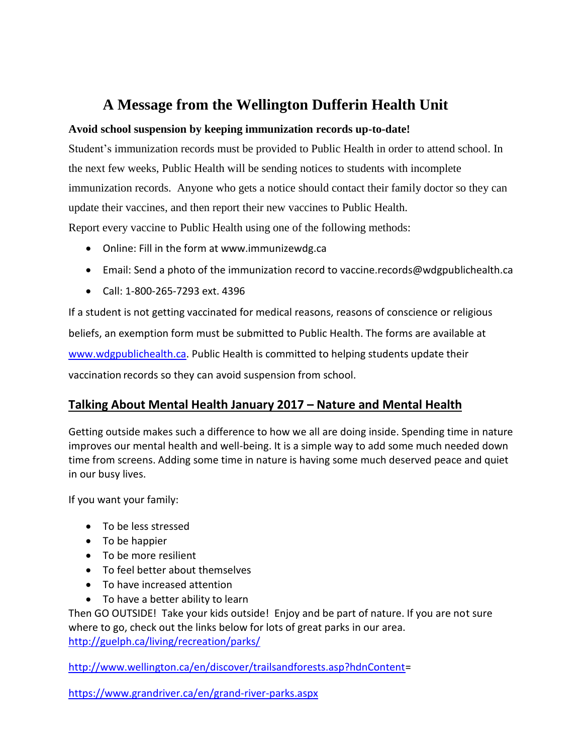# A Message from the Wellington Dufferin Health Unit

**Avoid school suspension by keeping immunization records up-to-date!**

Student's immunization records must be provided to Public Health in order to attend school. In the next few weeks, Public Health will be sending notices to students with incomplete immunization records. Anyone who gets a notice should contact their family doctor so they can update their vaccines, and then report their new vaccines to Public Health.

Report every vaccine to Public Health using one of the following methods:

- Online: Fill in the form at www.immunizewdg.ca
- Email: Send a photo of the immunization record to vaccine.records@wdgpublichealth.ca
- Call: 1-800-265-7293 ext. 4396

If a student is not getting vaccinated for medical reasons, reasons of conscience or religious beliefs, an exemption form must be submitted to Public Health. The forms are available at www.wdgpublichealth.ca. Public Health is committed to helping students update their vaccination records so they can avoid suspension from school.

## Talking About Mental Health January 2017 – Nature and Mental Health

Getting outside makes such a difference to how we all are doing inside. Spending time in nature improves our mental health and well-being. It is a simple way to add some much needed down time from screens. Adding some time in nature is having some much deserved peace and quiet in our busy lives.

If you want your family:

- To be less stressed
- To be happier
- To be more resilient
- To feel better about themselves
- To have increased attention
- To have a better ability to learn

Then GO OUTSIDE! Take your kids outside! Enjoy and be part of nature. If you are not sure where to go, check out the links below for lots of great parks in our area.

http://guelph.ca/living/recreation/parks/

http://www.wellington.ca/en/discover/trailsandforests.asp?hdnContent=

https://www.grandriver.ca/en/grand-river-parks.aspx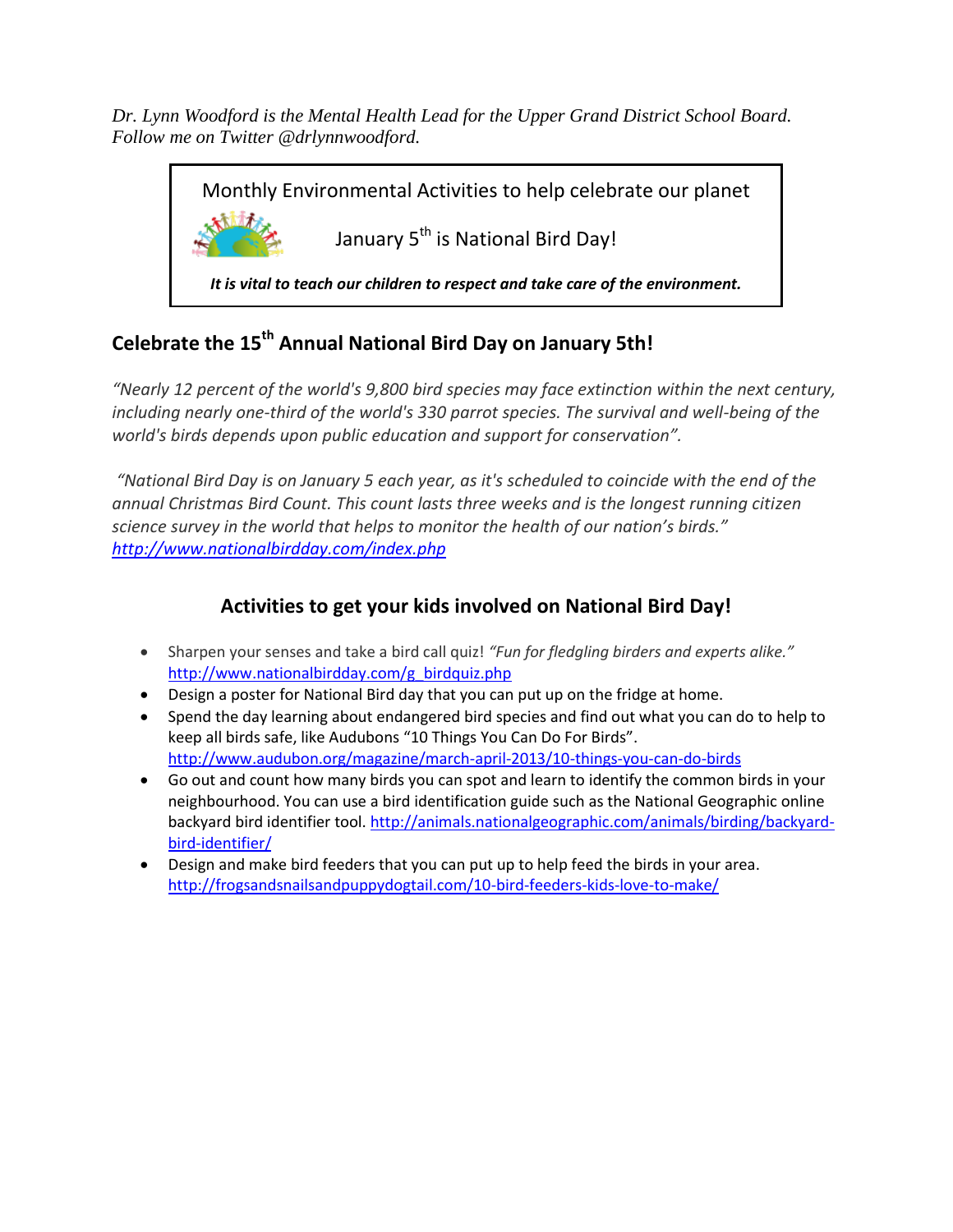*Dr. Lynn Woodford is the Mental Health Lead for the Upper Grand District School Board. Follow me on Twitter @drlynnwoodford.*

Monthly Environmental Activities to help celebrate our planet

January 5th is National Bird Day!

***It is vital to teach our children to respect and take care of the environment.***

## Celebrate the 15th Annual National Bird Day on January 5th!

*"Nearly 12 percent of the world's 9,800 bird species may face extinction within the next century, including nearly one-third of the world's 330 parrot species. The survival and well-being of the world's birds depends upon public education and support for conservation".*

*"National Bird Day is on January 5 each year, as it's scheduled to coincide with the end of the annual Christmas Bird Count. This count lasts three weeks and is the longest running citizen science survey in the world that helps to monitor the health of our nation's birds."* *http://www.nationalbirdday.com/index.php*

### Activities to get your kids involved on National Bird Day!

- Sharpen your senses and take a bird call quiz! *"Fun for fledgling birders and experts alike."* http://www.nationalbirdday.com/g_birdquiz.php
- Design a poster for National Bird day that you can put up on the fridge at home.
- Spend the day learning about endangered bird species and find out what you can do to help to keep all birds safe, like Audubons "10 Things You Can Do For Birds". http://www.audubon.org/magazine/march-april-2013/10-things-you-can-do-birds
- Go out and count how many birds you can spot and learn to identify the common birds in your neighbourhood. You can use a bird identification guide such as the National Geographic online backyard bird identifier tool. http://animals.nationalgeographic.com/animals/birding/backyard-bird-identifier/
- Design and make bird feeders that you can put up to help feed the birds in your area. http://frogsandsnailsandpuppydogtail.com/10-bird-feeders-kids-love-to-make/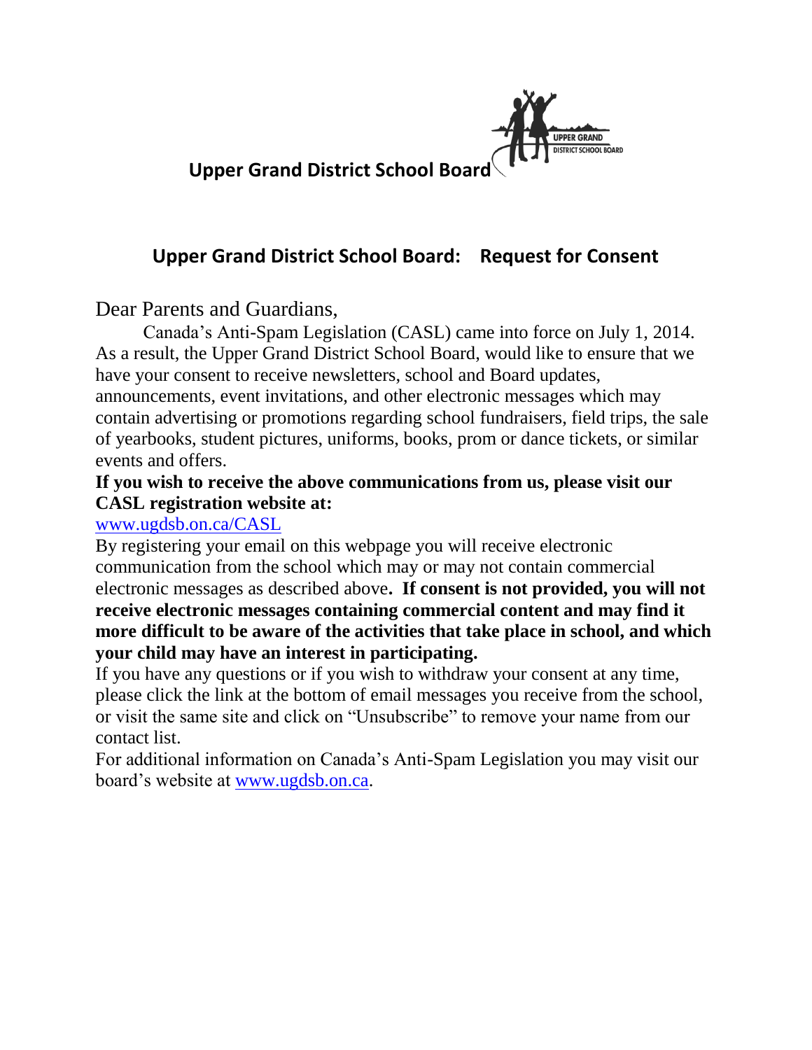**Upper Grand District School Board**

## Upper Grand District School Board: Request for Consent

Dear Parents and Guardians,

Canada's Anti-Spam Legislation (CASL) came into force on July 1, 2014. As a result, the Upper Grand District School Board, would like to ensure that we have your consent to receive newsletters, school and Board updates, announcements, event invitations, and other electronic messages which may contain advertising or promotions regarding school fundraisers, field trips, the sale of yearbooks, student pictures, uniforms, books, prom or dance tickets, or similar events and offers.

**If you wish to receive the above communications from us, please visit our CASL registration website at:**

www.ugdsb.on.ca/CASL

By registering your email on this webpage you will receive electronic communication from the school which may or may not contain commercial electronic messages as described above**. If consent is not provided, you will not receive electronic messages containing commercial content and may find it more difficult to be aware of the activities that take place in school, and which your child may have an interest in participating.**

If you have any questions or if you wish to withdraw your consent at any time, please click the link at the bottom of email messages you receive from the school, or visit the same site and click on "Unsubscribe" to remove your name from our contact list.

For additional information on Canada's Anti-Spam Legislation you may visit our board's website at www.ugdsb.on.ca.